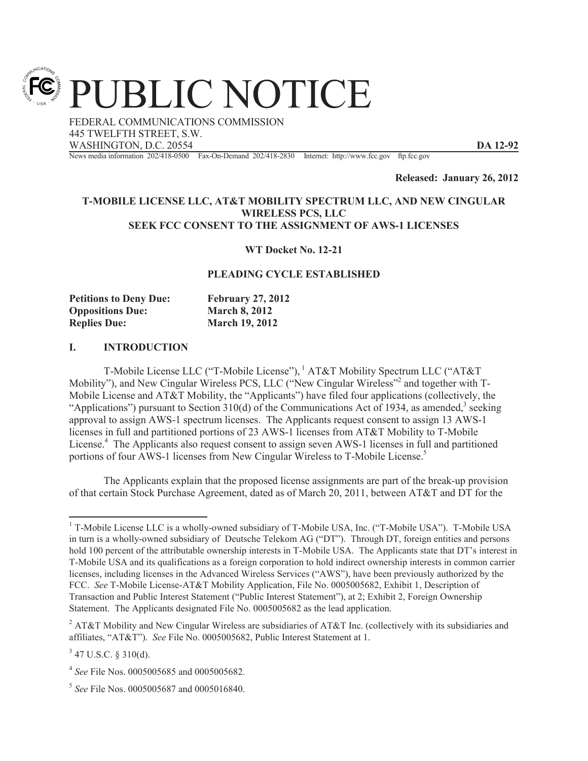# PUBLIC NOTICE

FEDERAL COMMUNICATIONS COMMISSION
445 TWELFTH STREET, S.W.
WASHINGTON, D.C. 20554 **DA 12-92**

News media information 202/418-0500 Fax-On-Demand 202/418-2830 Internet: http://www.fcc.gov ftp.fcc.gov

**Released: January 26, 2012**

**T-MOBILE LICENSE LLC, AT&T MOBILITY SPECTRUM LLC, AND NEW CINGULAR WIRELESS PCS, LLC SEEK FCC CONSENT TO THE ASSIGNMENT OF AWS-1 LICENSES**

**WT Docket No. 12-21**

**PLEADING CYCLE ESTABLISHED**

| | |
|---|---|
| **Petitions to Deny Due:** | **February 27, 2012** |
| **Oppositions Due:** | **March 8, 2012** |
| **Replies Due:** | **March 19, 2012** |

## I. INTRODUCTION

T-Mobile License LLC ("T-Mobile License"),[1] AT&T Mobility Spectrum LLC ("AT&T Mobility"), and New Cingular Wireless PCS, LLC ("New Cingular Wireless"[2] and together with T-Mobile License and AT&T Mobility, the "Applicants") have filed four applications (collectively, the "Applications") pursuant to Section 310(d) of the Communications Act of 1934, as amended,[3] seeking approval to assign AWS-1 spectrum licenses. The Applicants request consent to assign 13 AWS-1 licenses in full and partitioned portions of 23 AWS-1 licenses from AT&T Mobility to T-Mobile License.[4] The Applicants also request consent to assign seven AWS-1 licenses in full and partitioned portions of four AWS-1 licenses from New Cingular Wireless to T-Mobile License.[5]

The Applicants explain that the proposed license assignments are part of the break-up provision of that certain Stock Purchase Agreement, dated as of March 20, 2011, between AT&T and DT for the

---

[1] T-Mobile License LLC is a wholly-owned subsidiary of T-Mobile USA, Inc. ("T-Mobile USA"). T-Mobile USA in turn is a wholly-owned subsidiary of Deutsche Telekom AG ("DT"). Through DT, foreign entities and persons hold 100 percent of the attributable ownership interests in T-Mobile USA. The Applicants state that DT's interest in T-Mobile USA and its qualifications as a foreign corporation to hold indirect ownership interests in common carrier licenses, including licenses in the Advanced Wireless Services ("AWS"), have been previously authorized by the FCC. *See* T-Mobile License-AT&T Mobility Application, File No. 0005005682, Exhibit 1, Description of Transaction and Public Interest Statement ("Public Interest Statement"), at 2; Exhibit 2, Foreign Ownership Statement. The Applicants designated File No. 0005005682 as the lead application.

[2] AT&T Mobility and New Cingular Wireless are subsidiaries of AT&T Inc. (collectively with its subsidiaries and affiliates, "AT&T"). *See* File No. 0005005682, Public Interest Statement at 1.

[3] 47 U.S.C. § 310(d).

[4] *See* File Nos. 0005005685 and 0005005682.

[5] *See* File Nos. 0005005687 and 0005016840.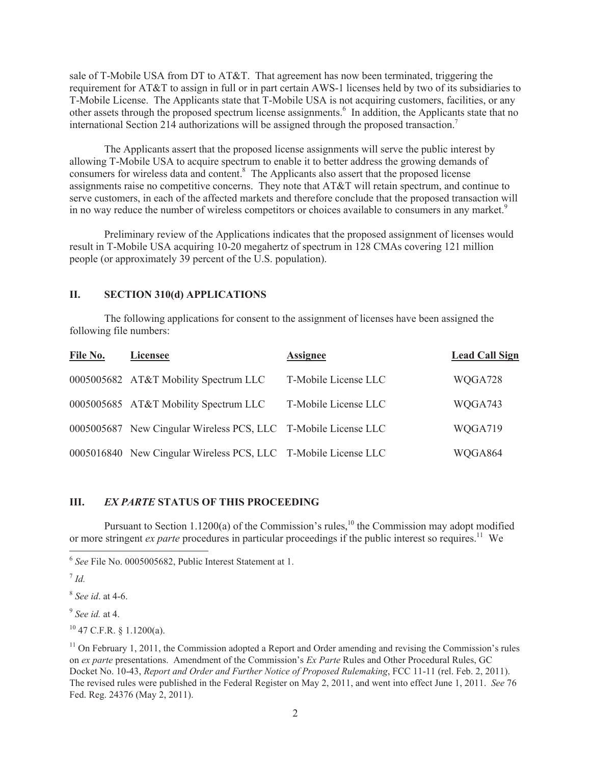sale of T-Mobile USA from DT to AT&T. That agreement has now been terminated, triggering the requirement for AT&T to assign in full or in part certain AWS-1 licenses held by two of its subsidiaries to T-Mobile License. The Applicants state that T-Mobile USA is not acquiring customers, facilities, or any other assets through the proposed spectrum license assignments.[6] In addition, the Applicants state that no international Section 214 authorizations will be assigned through the proposed transaction.[7]

The Applicants assert that the proposed license assignments will serve the public interest by allowing T-Mobile USA to acquire spectrum to enable it to better address the growing demands of consumers for wireless data and content.[8] The Applicants also assert that the proposed license assignments raise no competitive concerns. They note that AT&T will retain spectrum, and continue to serve customers, in each of the affected markets and therefore conclude that the proposed transaction will in no way reduce the number of wireless competitors or choices available to consumers in any market.[9]

Preliminary review of the Applications indicates that the proposed assignment of licenses would result in T-Mobile USA acquiring 10-20 megahertz of spectrum in 128 CMAs covering 121 million people (or approximately 39 percent of the U.S. population).

## II. SECTION 310(d) APPLICATIONS

The following applications for consent to the assignment of licenses have been assigned the following file numbers:

| File No. | Licensee | Assignee | Lead Call Sign |
|---|---|---|---|
| 0005005682 | AT&T Mobility Spectrum LLC | T-Mobile License LLC | WQGA728 |
| 0005005685 | AT&T Mobility Spectrum LLC | T-Mobile License LLC | WQGA743 |
| 0005005687 | New Cingular Wireless PCS, LLC | T-Mobile License LLC | WQGA719 |
| 0005016840 | New Cingular Wireless PCS, LLC | T-Mobile License LLC | WQGA864 |

## III. *EX PARTE* STATUS OF THIS PROCEEDING

Pursuant to Section 1.1200(a) of the Commission's rules,[10] the Commission may adopt modified or more stringent *ex parte* procedures in particular proceedings if the public interest so requires.[11] We

---

[6] *See* File No. 0005005682, Public Interest Statement at 1.

[7] *Id.*

[8] *See id*. at 4-6.

[9] *See id.* at 4.

[10] 47 C.F.R. § 1.1200(a).

[11] On February 1, 2011, the Commission adopted a Report and Order amending and revising the Commission's rules on *ex parte* presentations. Amendment of the Commission's *Ex Parte* Rules and Other Procedural Rules, GC Docket No. 10-43, *Report and Order and Further Notice of Proposed Rulemaking*, FCC 11-11 (rel. Feb. 2, 2011). The revised rules were published in the Federal Register on May 2, 2011, and went into effect June 1, 2011. *See* 76 Fed. Reg. 24376 (May 2, 2011).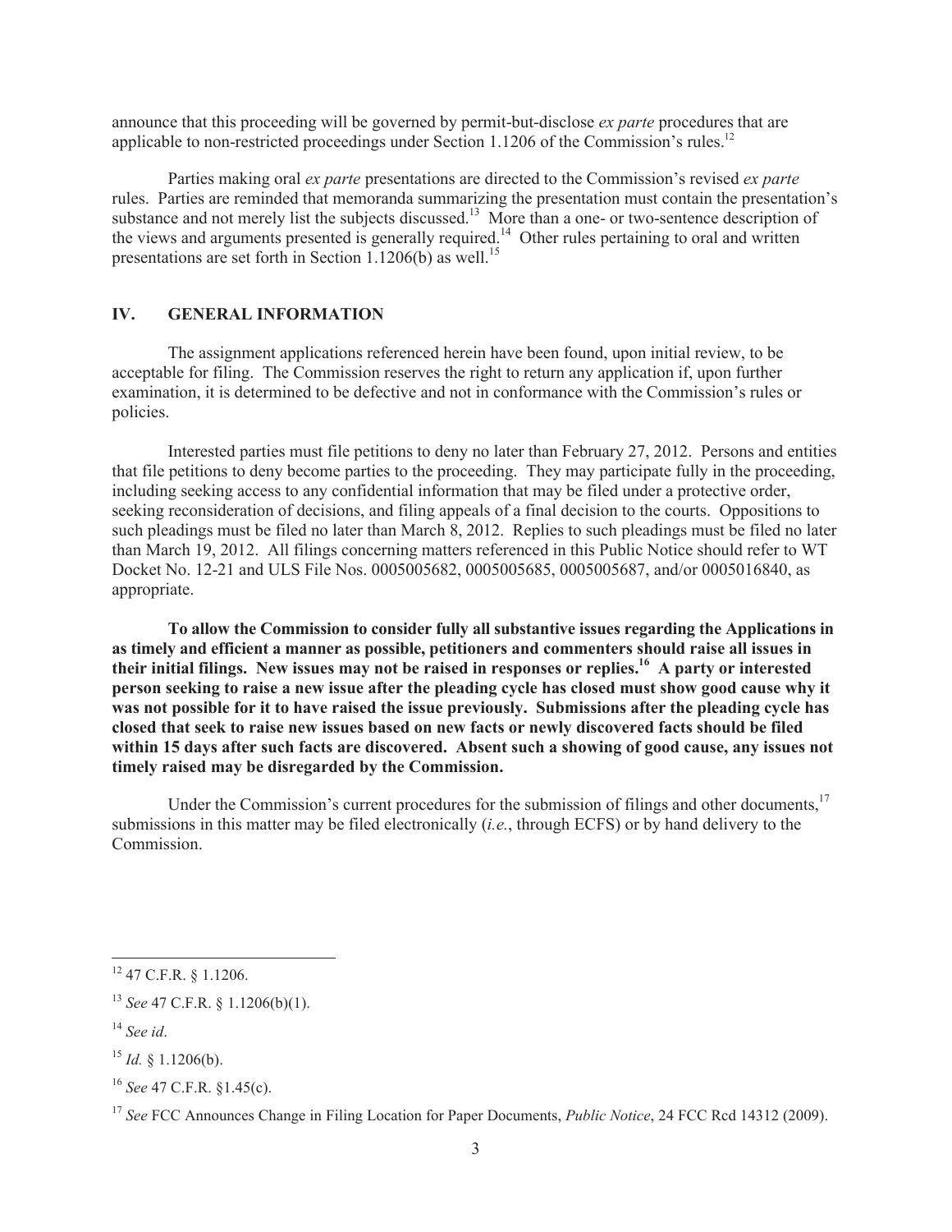announce that this proceeding will be governed by permit-but-disclose *ex parte* procedures that are applicable to non-restricted proceedings under Section 1.1206 of the Commission's rules.[12]

Parties making oral *ex parte* presentations are directed to the Commission's revised *ex parte* rules. Parties are reminded that memoranda summarizing the presentation must contain the presentation's substance and not merely list the subjects discussed.[13] More than a one- or two-sentence description of the views and arguments presented is generally required.[14] Other rules pertaining to oral and written presentations are set forth in Section 1.1206(b) as well.[15]

## IV. GENERAL INFORMATION

The assignment applications referenced herein have been found, upon initial review, to be acceptable for filing. The Commission reserves the right to return any application if, upon further examination, it is determined to be defective and not in conformance with the Commission's rules or policies.

Interested parties must file petitions to deny no later than February 27, 2012. Persons and entities that file petitions to deny become parties to the proceeding. They may participate fully in the proceeding, including seeking access to any confidential information that may be filed under a protective order, seeking reconsideration of decisions, and filing appeals of a final decision to the courts. Oppositions to such pleadings must be filed no later than March 8, 2012. Replies to such pleadings must be filed no later than March 19, 2012. All filings concerning matters referenced in this Public Notice should refer to WT Docket No. 12-21 and ULS File Nos. 0005005682, 0005005685, 0005005687, and/or 0005016840, as appropriate.

**To allow the Commission to consider fully all substantive issues regarding the Applications in as timely and efficient a manner as possible, petitioners and commenters should raise all issues in their initial filings. New issues may not be raised in responses or replies.[16] A party or interested person seeking to raise a new issue after the pleading cycle has closed must show good cause why it was not possible for it to have raised the issue previously. Submissions after the pleading cycle has closed that seek to raise new issues based on new facts or newly discovered facts should be filed within 15 days after such facts are discovered. Absent such a showing of good cause, any issues not timely raised may be disregarded by the Commission.**

Under the Commission's current procedures for the submission of filings and other documents,[17] submissions in this matter may be filed electronically (*i.e.*, through ECFS) or by hand delivery to the Commission.

---

[12] 47 C.F.R. § 1.1206.

[13] *See* 47 C.F.R. § 1.1206(b)(1).

[14] *See id*.

[15] *Id.* § 1.1206(b).

[16] *See* 47 C.F.R. §1.45(c).

[17] *See* FCC Announces Change in Filing Location for Paper Documents, *Public Notice*, 24 FCC Rcd 14312 (2009).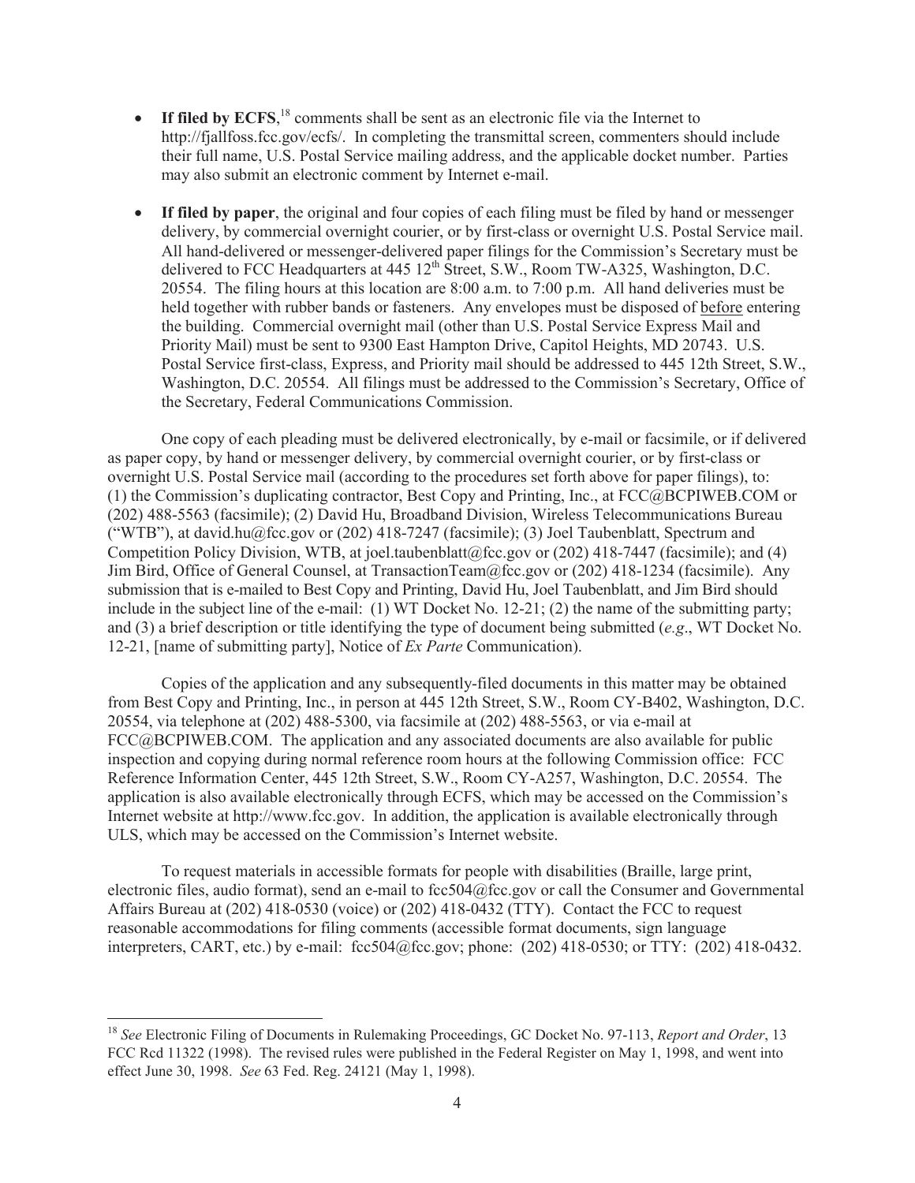- **If filed by ECFS**,[18] comments shall be sent as an electronic file via the Internet to http://fjallfoss.fcc.gov/ecfs/. In completing the transmittal screen, commenters should include their full name, U.S. Postal Service mailing address, and the applicable docket number. Parties may also submit an electronic comment by Internet e-mail.

- **If filed by paper**, the original and four copies of each filing must be filed by hand or messenger delivery, by commercial overnight courier, or by first-class or overnight U.S. Postal Service mail. All hand-delivered or messenger-delivered paper filings for the Commission's Secretary must be delivered to FCC Headquarters at 445 12th Street, S.W., Room TW-A325, Washington, D.C. 20554. The filing hours at this location are 8:00 a.m. to 7:00 p.m. All hand deliveries must be held together with rubber bands or fasteners. Any envelopes must be disposed of before entering the building. Commercial overnight mail (other than U.S. Postal Service Express Mail and Priority Mail) must be sent to 9300 East Hampton Drive, Capitol Heights, MD 20743. U.S. Postal Service first-class, Express, and Priority mail should be addressed to 445 12th Street, S.W., Washington, D.C. 20554. All filings must be addressed to the Commission's Secretary, Office of the Secretary, Federal Communications Commission.

One copy of each pleading must be delivered electronically, by e-mail or facsimile, or if delivered as paper copy, by hand or messenger delivery, by commercial overnight courier, or by first-class or overnight U.S. Postal Service mail (according to the procedures set forth above for paper filings), to: (1) the Commission's duplicating contractor, Best Copy and Printing, Inc., at FCC@BCPIWEB.COM or (202) 488-5563 (facsimile); (2) David Hu, Broadband Division, Wireless Telecommunications Bureau ("WTB"), at david.hu@fcc.gov or (202) 418-7247 (facsimile); (3) Joel Taubenblatt, Spectrum and Competition Policy Division, WTB, at joel.taubenblatt@fcc.gov or (202) 418-7447 (facsimile); and (4) Jim Bird, Office of General Counsel, at TransactionTeam@fcc.gov or (202) 418-1234 (facsimile). Any submission that is e-mailed to Best Copy and Printing, David Hu, Joel Taubenblatt, and Jim Bird should include in the subject line of the e-mail: (1) WT Docket No. 12-21; (2) the name of the submitting party; and (3) a brief description or title identifying the type of document being submitted (*e.g*., WT Docket No. 12-21, [name of submitting party], Notice of *Ex Parte* Communication).

Copies of the application and any subsequently-filed documents in this matter may be obtained from Best Copy and Printing, Inc., in person at 445 12th Street, S.W., Room CY-B402, Washington, D.C. 20554, via telephone at (202) 488-5300, via facsimile at (202) 488-5563, or via e-mail at FCC@BCPIWEB.COM. The application and any associated documents are also available for public inspection and copying during normal reference room hours at the following Commission office: FCC Reference Information Center, 445 12th Street, S.W., Room CY-A257, Washington, D.C. 20554. The application is also available electronically through ECFS, which may be accessed on the Commission's Internet website at http://www.fcc.gov. In addition, the application is available electronically through ULS, which may be accessed on the Commission's Internet website.

To request materials in accessible formats for people with disabilities (Braille, large print, electronic files, audio format), send an e-mail to fcc504@fcc.gov or call the Consumer and Governmental Affairs Bureau at (202) 418-0530 (voice) or (202) 418-0432 (TTY). Contact the FCC to request reasonable accommodations for filing comments (accessible format documents, sign language interpreters, CART, etc.) by e-mail: fcc504@fcc.gov; phone: (202) 418-0530; or TTY: (202) 418-0432.

---

[18] *See* Electronic Filing of Documents in Rulemaking Proceedings, GC Docket No. 97-113, *Report and Order*, 13 FCC Rcd 11322 (1998). The revised rules were published in the Federal Register on May 1, 1998, and went into effect June 30, 1998. *See* 63 Fed. Reg. 24121 (May 1, 1998).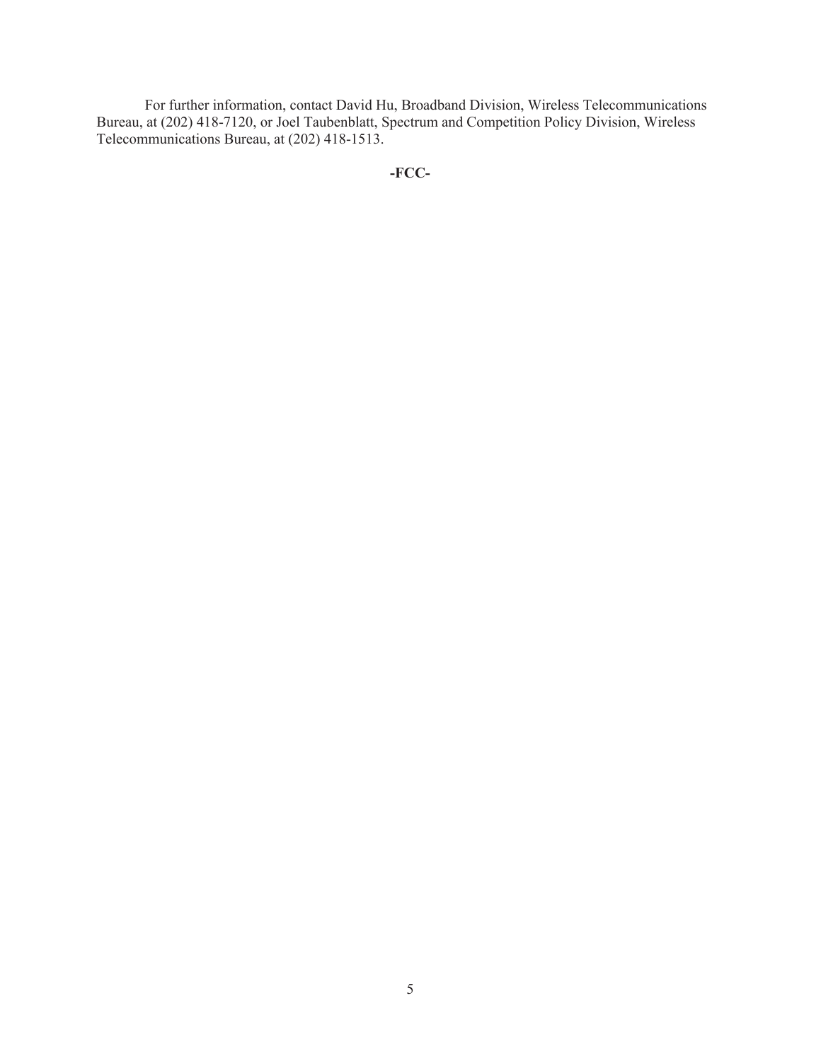For further information, contact David Hu, Broadband Division, Wireless Telecommunications Bureau, at (202) 418-7120, or Joel Taubenblatt, Spectrum and Competition Policy Division, Wireless Telecommunications Bureau, at (202) 418-1513.

**-FCC-**